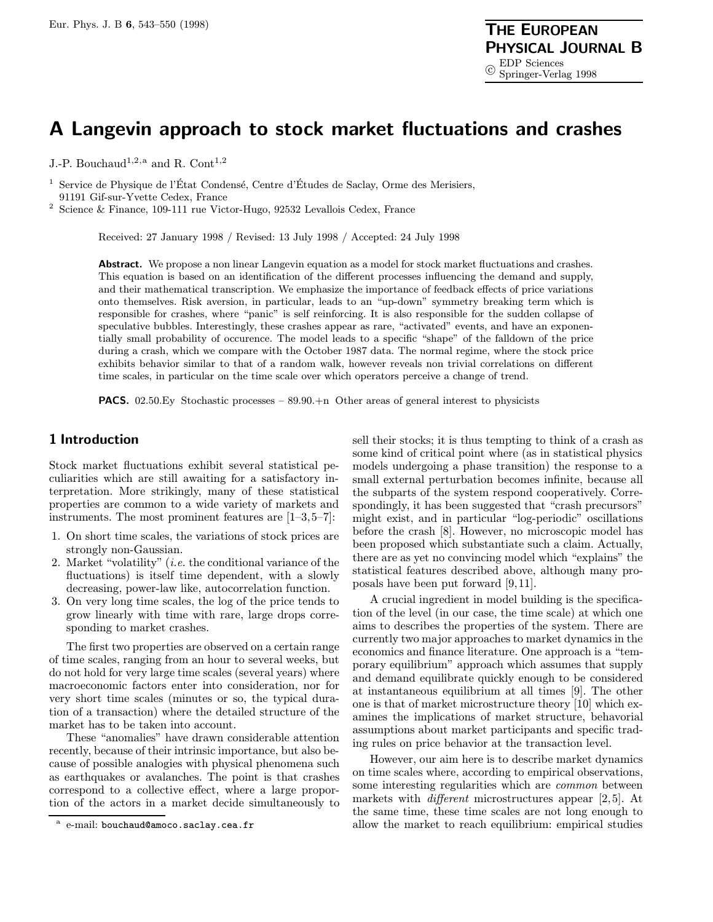# A Langevin approach to stock market fluctuations and crashes

J.-P. Bouchaud[1,2,a] and R. Cont[1,2]

[1] Service de Physique de l'État Condensé, Centre d'Études de Saclay, Orme des Merisiers, 91191 Gif-sur-Yvette Cedex, France

[2] Science & Finance, 109-111 rue Victor-Hugo, 92532 Levallois Cedex, France

Received: 27 January 1998 / Revised: 13 July 1998 / Accepted: 24 July 1998

**Abstract.** We propose a non linear Langevin equation as a model for stock market fluctuations and crashes. This equation is based on an identification of the different processes influencing the demand and supply, and their mathematical transcription. We emphasize the importance of feedback effects of price variations onto themselves. Risk aversion, in particular, leads to an "up-down" symmetry breaking term which is responsible for crashes, where "panic" is self reinforcing. It is also responsible for the sudden collapse of speculative bubbles. Interestingly, these crashes appear as rare, "activated" events, and have an exponentially small probability of occurence. The model leads to a specific "shape" of the falldown of the price during a crash, which we compare with the October 1987 data. The normal regime, where the stock price exhibits behavior similar to that of a random walk, however reveals non trivial correlations on different time scales, in particular on the time scale over which operators perceive a change of trend.

**PACS.** 02.50.Ey Stochastic processes – 89.90.+n Other areas of general interest to physicists

## 1 Introduction

Stock market fluctuations exhibit several statistical peculiarities which are still awaiting for a satisfactory interpretation. More strikingly, many of these statistical properties are common to a wide variety of markets and instruments. The most prominent features are [1–3,5–7]:

1. On short time scales, the variations of stock prices are strongly non-Gaussian.
2. Market "volatility" (*i.e.* the conditional variance of the fluctuations) is itself time dependent, with a slowly decreasing, power-law like, autocorrelation function.
3. On very long time scales, the log of the price tends to grow linearly with time with rare, large drops corresponding to market crashes.

The first two properties are observed on a certain range of time scales, ranging from an hour to several weeks, but do not hold for very large time scales (several years) where macroeconomic factors enter into consideration, nor for very short time scales (minutes or so, the typical duration of a transaction) where the detailed structure of the market has to be taken into account.

These "anomalies" have drawn considerable attention recently, because of their intrinsic importance, but also because of possible analogies with physical phenomena such as earthquakes or avalanches. The point is that crashes correspond to a collective effect, where a large proportion of the actors in a market decide simultaneously to sell their stocks; it is thus tempting to think of a crash as some kind of critical point where (as in statistical physics models undergoing a phase transition) the response to a small external perturbation becomes infinite, because all the subparts of the system respond cooperatively. Correspondingly, it has been suggested that "crash precursors" might exist, and in particular "log-periodic" oscillations before the crash [8]. However, no microscopic model has been proposed which substantiate such a claim. Actually, there are as yet no convincing model which "explains" the statistical features described above, although many proposals have been put forward [9,11].

A crucial ingredient in model building is the specification of the level (in our case, the time scale) at which one aims to describes the properties of the system. There are currently two major approaches to market dynamics in the economics and finance literature. One approach is a "temporary equilibrium" approach which assumes that supply and demand equilibrate quickly enough to be considered at instantaneous equilibrium at all times [9]. The other one is that of market microstructure theory [10] which examines the implications of market structure, behavorial assumptions about market participants and specific trading rules on price behavior at the transaction level.

However, our aim here is to describe market dynamics on time scales where, according to empirical observations, some interesting regularities which are *common* between markets with *different* microstructures appear [2,5]. At the same time, these time scales are not long enough to allow the market to reach equilibrium: empirical studies

[a] e-mail: bouchaud@amoco.saclay.cea.fr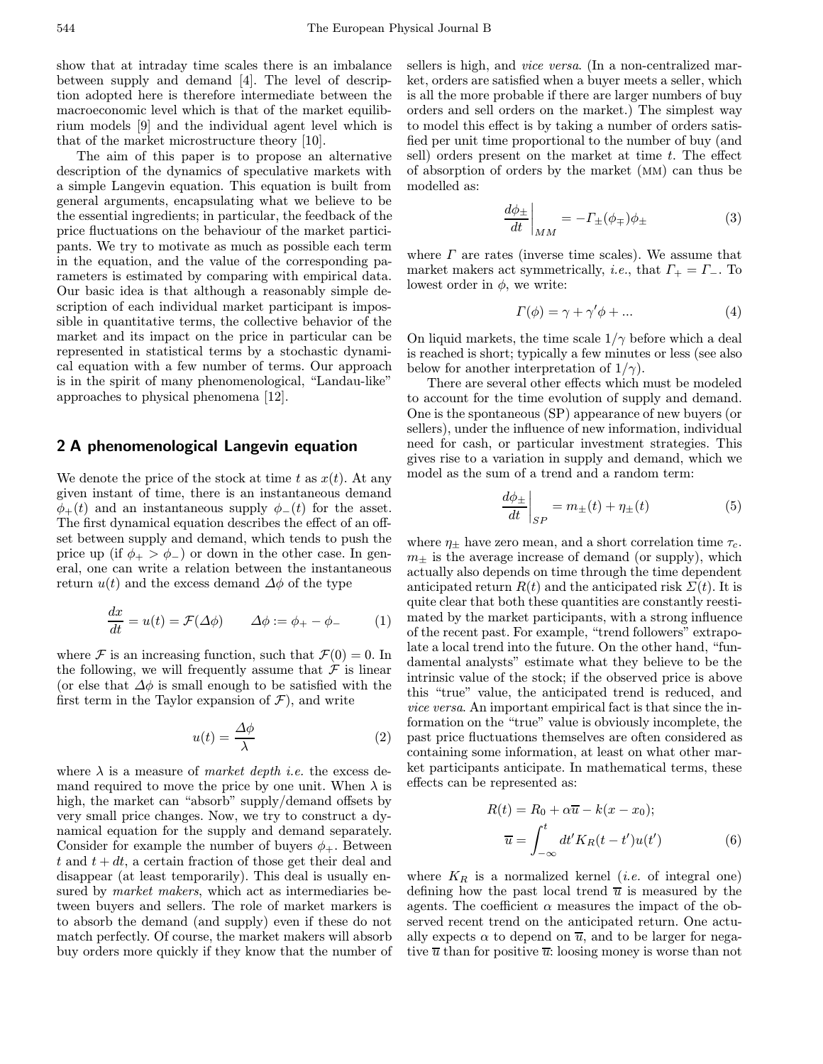show that at intraday time scales there is an imbalance between supply and demand [4]. The level of description adopted here is therefore intermediate between the macroeconomic level which is that of the market equilibrium models [9] and the individual agent level which is that of the market microstructure theory [10].

The aim of this paper is to propose an alternative description of the dynamics of speculative markets with a simple Langevin equation. This equation is built from general arguments, encapsulating what we believe to be the essential ingredients; in particular, the feedback of the price fluctuations on the behaviour of the market participants. We try to motivate as much as possible each term in the equation, and the value of the corresponding parameters is estimated by comparing with empirical data. Our basic idea is that although a reasonably simple description of each individual market participant is impossible in quantitative terms, the collective behavior of the market and its impact on the price in particular can be represented in statistical terms by a stochastic dynamical equation with a few number of terms. Our approach is in the spirit of many phenomenological, "Landau-like" approaches to physical phenomena [12].

## 2 A phenomenological Langevin equation

We denote the price of the stock at time $t$ as $x(t)$. At any given instant of time, there is an instantaneous demand $\phi_+(t)$ and an instantaneous supply $\phi_-(t)$ for the asset. The first dynamical equation describes the effect of an offset between supply and demand, which tends to push the price up (if $\phi_+ > \phi_-$) or down in the other case. In general, one can write a relation between the instantaneous return $u(t)$ and the excess demand $\Delta\phi$ of the type

$$\frac{dx}{dt} = u(t) = \mathcal{F}(\Delta\phi) \qquad \Delta\phi := \phi_+ - \phi_- \tag{1}$$

where $\mathcal{F}$ is an increasing function, such that $\mathcal{F}(0) = 0$. In the following, we will frequently assume that $\mathcal{F}$ is linear (or else that $\Delta\phi$ is small enough to be satisfied with the first term in the Taylor expansion of $\mathcal{F}$), and write

$$u(t) = \frac{\Delta\phi}{\lambda} \tag{2}$$

where $\lambda$ is a measure of *market depth i.e.* the excess demand required to move the price by one unit. When $\lambda$ is high, the market can "absorb" supply/demand offsets by very small price changes. Now, we try to construct a dynamical equation for the supply and demand separately. Consider for example the number of buyers $\phi_+$. Between $t$ and $t + dt$, a certain fraction of those get their deal and disappear (at least temporarily). This deal is usually ensured by *market makers*, which act as intermediaries between buyers and sellers. The role of market markers is to absorb the demand (and supply) even if these do not match perfectly. Of course, the market makers will absorb buy orders more quickly if they know that the number of sellers is high, and *vice versa*. (In a non-centralized market, orders are satisfied when a buyer meets a seller, which is all the more probable if there are larger numbers of buy orders and sell orders on the market.) The simplest way to model this effect is by taking a number of orders satisfied per unit time proportional to the number of buy (and sell) orders present on the market at time $t$. The effect of absorption of orders by the market (MM) can thus be modelled as:

$$\left.\frac{d\phi_\pm}{dt}\right|_{MM} = -\Gamma_\pm(\phi_\mp)\phi_\pm \tag{3}$$

where $\Gamma$ are rates (inverse time scales). We assume that market makers act symmetrically, *i.e.*, that $\Gamma_+ = \Gamma_-$. To lowest order in $\phi$, we write:

$$\Gamma(\phi) = \gamma + \gamma'\phi + ... \tag{4}$$

On liquid markets, the time scale $1/\gamma$ before which a deal is reached is short; typically a few minutes or less (see also below for another interpretation of $1/\gamma$).

There are several other effects which must be modeled to account for the time evolution of supply and demand. One is the spontaneous (SP) appearance of new buyers (or sellers), under the influence of new information, individual need for cash, or particular investment strategies. This gives rise to a variation in supply and demand, which we model as the sum of a trend and a random term:

$$\left.\frac{d\phi_\pm}{dt}\right|_{SP} = m_\pm(t) + \eta_\pm(t) \tag{5}$$

where $\eta_\pm$ have zero mean, and a short correlation time $\tau_c$. $m_\pm$ is the average increase of demand (or supply), which actually also depends on time through the time dependent anticipated return $R(t)$ and the anticipated risk $\Sigma(t)$. It is quite clear that both these quantities are constantly reestimated by the market participants, with a strong influence of the recent past. For example, "trend followers" extrapolate a local trend into the future. On the other hand, "fundamental analysts" estimate what they believe to be the intrinsic value of the stock; if the observed price is above this "true" value, the anticipated trend is reduced, and *vice versa*. An important empirical fact is that since the information on the "true" value is obviously incomplete, the past price fluctuations themselves are often considered as containing some information, at least on what other market participants anticipate. In mathematical terms, these effects can be represented as:

$$R(t) = R_0 + \alpha\overline{u} - k(x - x_0);$$
$$\overline{u} = \int_{-\infty}^{t} dt' K_R(t - t')u(t') \tag{6}$$

where $K_R$ is a normalized kernel (*i.e.* of integral one) defining how the past local trend $\overline{u}$ is measured by the agents. The coefficient $\alpha$ measures the impact of the observed recent trend on the anticipated return. One actually expects $\alpha$ to depend on $\overline{u}$, and to be larger for negative $\overline{u}$ than for positive $\overline{u}$: loosing money is worse than not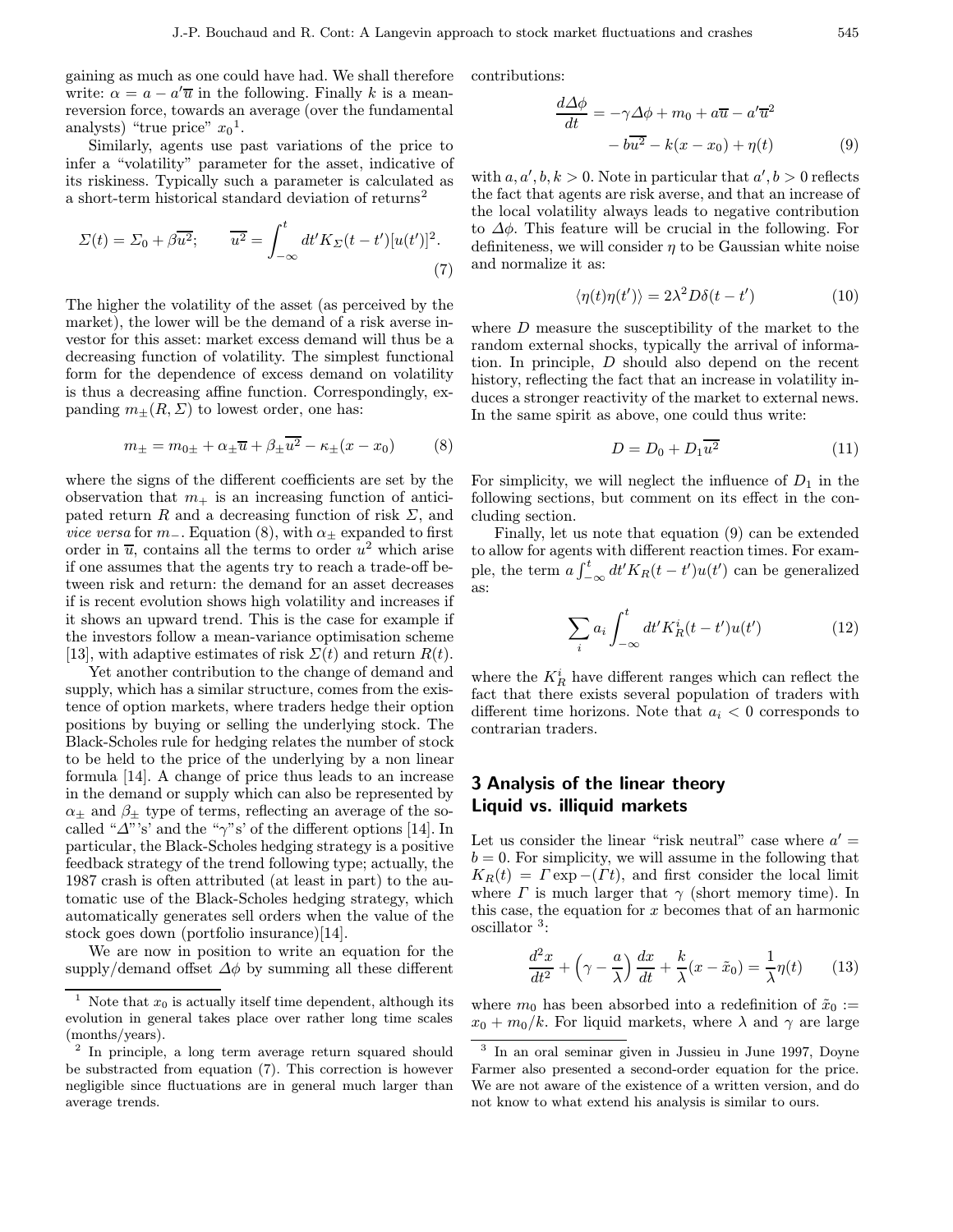gaining as much as one could have had. We shall therefore write: $\alpha = a - a'\overline{u}$ in the following. Finally $k$ is a mean-reversion force, towards an average (over the fundamental analysts) "true price" $x_0$[1].

Similarly, agents use past variations of the price to infer a "volatility" parameter for the asset, indicative of its riskiness. Typically such a parameter is calculated as a short-term historical standard deviation of returns[2]

$$\Sigma(t) = \Sigma_0 + \beta\overline{u^2}; \qquad \overline{u^2} = \int_{-\infty}^{t} dt' K_\Sigma(t-t')[u(t')]^2. \tag{7}$$

The higher the volatility of the asset (as perceived by the market), the lower will be the demand of a risk averse investor for this asset: market excess demand will thus be a decreasing function of volatility. The simplest functional form for the dependence of excess demand on volatility is thus a decreasing affine function. Correspondingly, expanding $m_\pm(R, \Sigma)$ to lowest order, one has:

$$m_\pm = m_{0\pm} + \alpha_\pm \overline{u} + \beta_\pm \overline{u^2} - \kappa_\pm (x - x_0) \tag{8}$$

where the signs of the different coefficients are set by the observation that $m_+$ is an increasing function of anticipated return $R$ and a decreasing function of risk $\Sigma$, and *vice versa* for $m_-$. Equation (8), with $\alpha_\pm$ expanded to first order in $\overline{u}$, contains all the terms to order $u^2$ which arise if one assumes that the agents try to reach a trade-off between risk and return: the demand for an asset decreases if is recent evolution shows high volatility and increases if it shows an upward trend. This is the case for example if the investors follow a mean-variance optimisation scheme [13], with adaptive estimates of risk $\Sigma(t)$ and return $R(t)$.

Yet another contribution to the change of demand and supply, which has a similar structure, comes from the existence of option markets, where traders hedge their option positions by buying or selling the underlying stock. The Black-Scholes rule for hedging relates the number of stock to be held to the price of the underlying by a non linear formula [14]. A change of price thus leads to an increase in the demand or supply which can also be represented by $\alpha_\pm$ and $\beta_\pm$ type of terms, reflecting an average of the so-called "$\Delta$"'s' and the "$\gamma$"s' of the different options [14]. In particular, the Black-Scholes hedging strategy is a positive feedback strategy of the trend following type; actually, the 1987 crash is often attributed (at least in part) to the automatic use of the Black-Scholes hedging strategy, which automatically generates sell orders when the value of the stock goes down (portfolio insurance)[14].

We are now in position to write an equation for the supply/demand offset $\Delta\phi$ by summing all these different contributions:

$$\frac{d\Delta\phi}{dt} = -\gamma\Delta\phi + m_0 + a\overline{u} - a'\overline{u}^2 - b\overline{u^2} - k(x - x_0) + \eta(t) \tag{9}$$

with $a, a', b, k > 0$. Note in particular that $a', b > 0$ reflects the fact that agents are risk averse, and that an increase of the local volatility always leads to negative contribution to $\Delta\phi$. This feature will be crucial in the following. For definiteness, we will consider $\eta$ to be Gaussian white noise and normalize it as:

$$\langle \eta(t)\eta(t') \rangle = 2\lambda^2 D \delta(t - t') \tag{10}$$

where $D$ measure the susceptibility of the market to the random external shocks, typically the arrival of information. In principle, $D$ should also depend on the recent history, reflecting the fact that an increase in volatility induces a stronger reactivity of the market to external news. In the same spirit as above, one could thus write:

$$D = D_0 + D_1 \overline{u^2} \tag{11}$$

For simplicity, we will neglect the influence of $D_1$ in the following sections, but comment on its effect in the concluding section.

Finally, let us note that equation (9) can be extended to allow for agents with different reaction times. For example, the term $a\int_{-\infty}^{t} dt' K_R(t-t')u(t')$ can be generalized as:

$$\sum_i a_i \int_{-\infty}^{t} dt' K_R^i(t - t')u(t') \tag{12}$$

where the $K_R^i$ have different ranges which can reflect the fact that there exists several population of traders with different time horizons. Note that $a_i < 0$ corresponds to contrarian traders.

## 3 Analysis of the linear theory Liquid vs. illiquid markets

Let us consider the linear "risk neutral" case where $a' = b = 0$. For simplicity, we will assume in the following that $K_R(t) = \Gamma \exp -(\Gamma t)$, and first consider the local limit where $\Gamma$ is much larger that $\gamma$ (short memory time). In this case, the equation for $x$ becomes that of an harmonic oscillator[3]:

$$\frac{d^2x}{dt^2} + \left(\gamma - \frac{a}{\lambda}\right)\frac{dx}{dt} + \frac{k}{\lambda}(x - \tilde{x}_0) = \frac{1}{\lambda}\eta(t) \tag{13}$$

where $m_0$ has been absorbed into a redefinition of $\tilde{x}_0 := x_0 + m_0/k$. For liquid markets, where $\lambda$ and $\gamma$ are large

[1] Note that $x_0$ is actually itself time dependent, although its evolution in general takes place over rather long time scales (months/years).

[2] In principle, a long term average return squared should be substracted from equation (7). This correction is however negligible since fluctuations are in general much larger than average trends.

[3] In an oral seminar given in Jussieu in June 1997, Doyne Farmer also presented a second-order equation for the price. We are not aware of the existence of a written version, and do not know to what extend his analysis is similar to ours.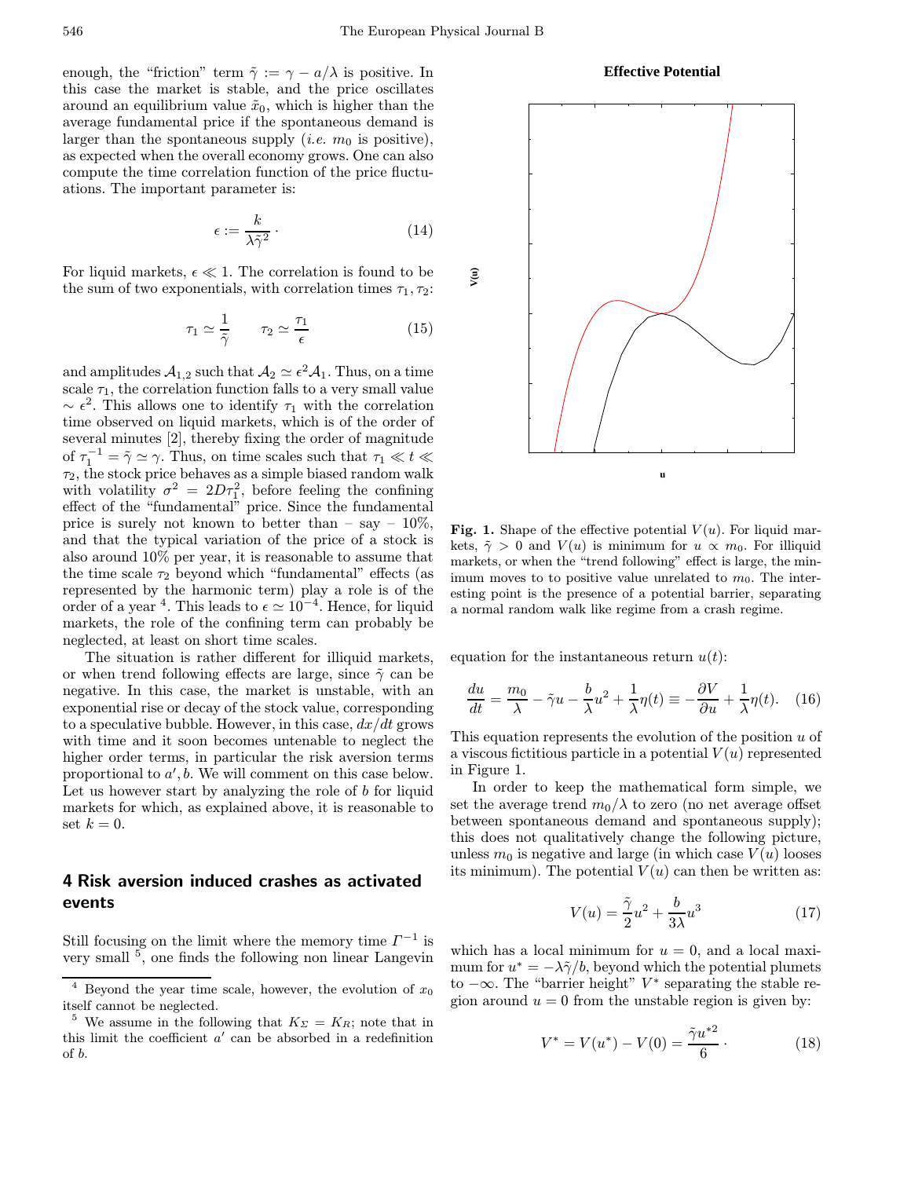enough, the "friction" term $\tilde{\gamma} := \gamma - a/\lambda$ is positive. In this case the market is stable, and the price oscillates around an equilibrium value $\tilde{x}_0$, which is higher than the average fundamental price if the spontaneous demand is larger than the spontaneous supply (*i.e.* $m_0$ is positive), as expected when the overall economy grows. One can also compute the time correlation function of the price fluctuations. The important parameter is:

$$\epsilon := \frac{k}{\lambda \tilde{\gamma}^2} \cdot \tag{14}$$

For liquid markets, $\epsilon \ll 1$. The correlation is found to be the sum of two exponentials, with correlation times $\tau_1, \tau_2$:

$$\tau_1 \simeq \frac{1}{\tilde{\gamma}} \qquad \tau_2 \simeq \frac{\tau_1}{\epsilon} \tag{15}$$

and amplitudes $\mathcal{A}_{1,2}$ such that $\mathcal{A}_2 \simeq \epsilon^2 \mathcal{A}_1$. Thus, on a time scale $\tau_1$, the correlation function falls to a very small value $\sim \epsilon^2$. This allows one to identify $\tau_1$ with the correlation time observed on liquid markets, which is of the order of several minutes [2], thereby fixing the order of magnitude of $\tau_1^{-1} = \tilde{\gamma} \simeq \gamma$. Thus, on time scales such that $\tau_1 \ll t \ll \tau_2$, the stock price behaves as a simple biased random walk with volatility $\sigma^2 = 2D\tau_1^2$, before feeling the confining effect of the "fundamental" price. Since the fundamental price is surely not known to better than – say – 10%, and that the typical variation of the price of a stock is also around 10% per year, it is reasonable to assume that the time scale $\tau_2$ beyond which "fundamental" effects (as represented by the harmonic term) play a role is of the order of a year [4]. This leads to $\epsilon \simeq 10^{-4}$. Hence, for liquid markets, the role of the confining term can probably be neglected, at least on short time scales.

The situation is rather different for illiquid markets, or when trend following effects are large, since $\tilde{\gamma}$ can be negative. In this case, the market is unstable, with an exponential rise or decay of the stock value, corresponding to a speculative bubble. However, in this case, $dx/dt$ grows with time and it soon becomes untenable to neglect the higher order terms, in particular the risk aversion terms proportional to $a', b$. We will comment on this case below. Let us however start by analyzing the role of $b$ for liquid markets for which, as explained above, it is reasonable to set $k = 0$.

## 4 Risk aversion induced crashes as activated events

Still focusing on the limit where the memory time $\Gamma^{-1}$ is very small [5], one finds the following non linear Langevin equation for the instantaneous return $u(t)$:

$$\frac{du}{dt} = \frac{m_0}{\lambda} - \tilde{\gamma} u - \frac{b}{\lambda} u^2 + \frac{1}{\lambda}\eta(t) \equiv -\frac{\partial V}{\partial u} + \frac{1}{\lambda}\eta(t). \tag{16}$$

This equation represents the evolution of the position $u$ of a viscous fictitious particle in a potential $V(u)$ represented in Figure 1.

**Effective Potential**

**Fig. 1.** Shape of the effective potential $V(u)$. For liquid markets, $\tilde{\gamma} > 0$ and $V(u)$ is minimum for $u \propto m_0$. For illiquid markets, or when the "trend following" effect is large, the minimum moves to to positive value unrelated to $m_0$. The interesting point is the presence of a potential barrier, separating a normal random walk like regime from a crash regime.

In order to keep the mathematical form simple, we set the average trend $m_0/\lambda$ to zero (no net average offset between spontaneous demand and spontaneous supply); this does not qualitatively change the following picture, unless $m_0$ is negative and large (in which case $V(u)$ looses its minimum). The potential $V(u)$ can then be written as:

$$V(u) = \frac{\tilde{\gamma}}{2} u^2 + \frac{b}{3\lambda} u^3 \tag{17}$$

which has a local minimum for $u = 0$, and a local maximum for $u^* = -\lambda\tilde{\gamma}/b$, beyond which the potential plumets to $-\infty$. The "barrier height" $V^*$ separating the stable region around $u = 0$ from the unstable region is given by:

$$V^* = V(u^*) - V(0) = \frac{\tilde{\gamma} u^{*2}}{6} \cdot \tag{18}$$

[4] Beyond the year time scale, however, the evolution of $x_0$ itself cannot be neglected.

[5] We assume in the following that $K_\Sigma = K_R$; note that in this limit the coefficient $a'$ can be absorbed in a redefinition of $b$.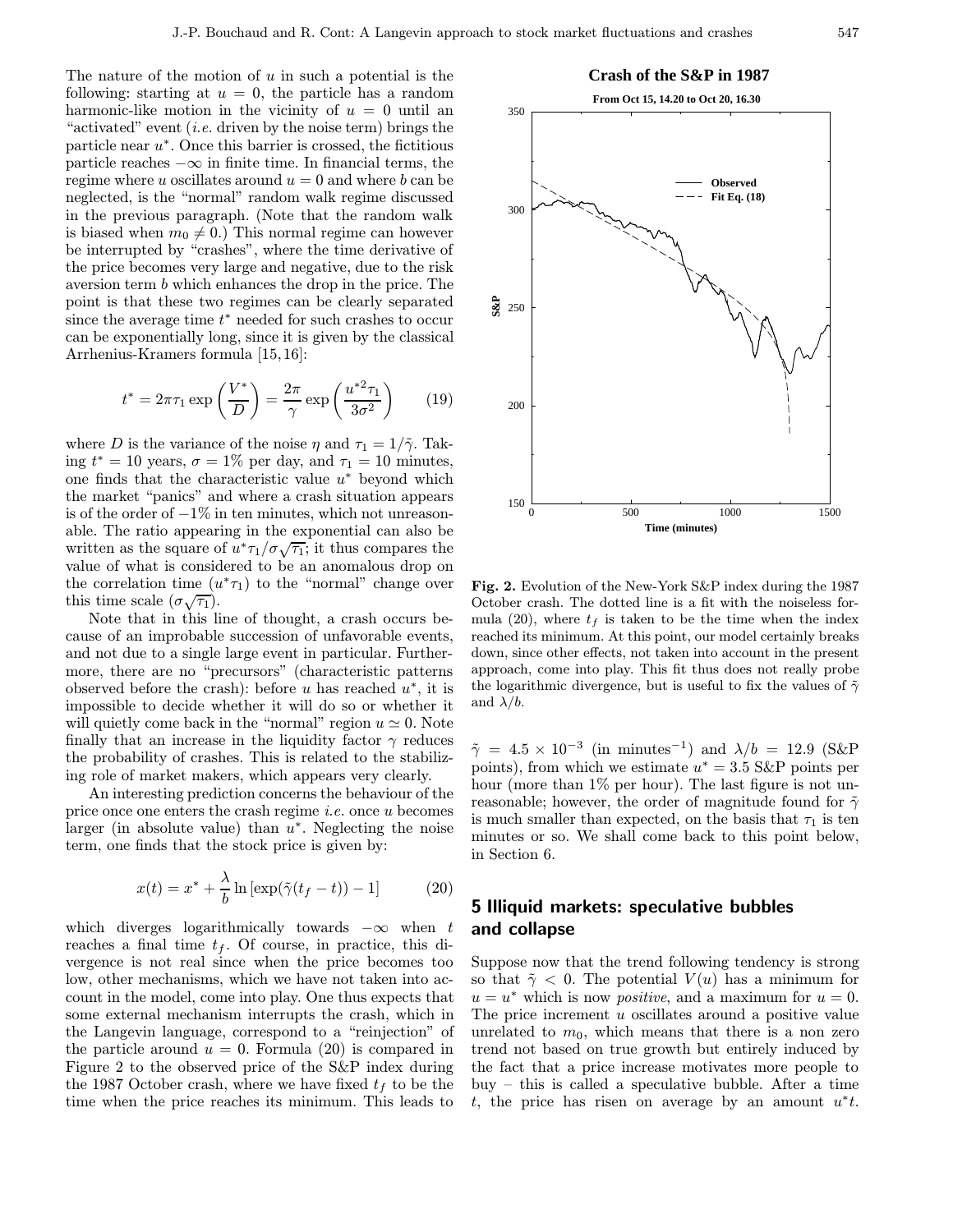The nature of the motion of $u$ in such a potential is the following: starting at $u = 0$, the particle has a random harmonic-like motion in the vicinity of $u = 0$ until an "activated" event (*i.e.* driven by the noise term) brings the particle near $u^*$. Once this barrier is crossed, the fictitious particle reaches $-\infty$ in finite time. In financial terms, the regime where $u$ oscillates around $u = 0$ and where $b$ can be neglected, is the "normal" random walk regime discussed in the previous paragraph. (Note that the random walk is biased when $m_0 \neq 0$.) This normal regime can however be interrupted by "crashes", where the time derivative of the price becomes very large and negative, due to the risk aversion term $b$ which enhances the drop in the price. The point is that these two regimes can be clearly separated since the average time $t^*$ needed for such crashes to occur can be exponentially long, since it is given by the classical Arrhenius-Kramers formula [15,16]:

$$t^* = 2\pi\tau_1 \exp\left(\frac{V^*}{D}\right) = \frac{2\pi}{\gamma}\exp\left(\frac{u^{*2}\tau_1}{3\sigma^2}\right) \qquad (19)$$

where $D$ is the variance of the noise $\eta$ and $\tau_1 = 1/\tilde{\gamma}$. Taking $t^* = 10$ years, $\sigma = 1\%$ per day, and $\tau_1 = 10$ minutes, one finds that the characteristic value $u^*$ beyond which the market "panics" and where a crash situation appears is of the order of $-1\%$ in ten minutes, which not unreasonable. The ratio appearing in the exponential can also be written as the square of $u^*\tau_1/\sigma\sqrt{\tau_1}$; it thus compares the value of what is considered to be an anomalous drop on the correlation time ($u^*\tau_1$) to the "normal" change over this time scale ($\sigma\sqrt{\tau_1}$).

Note that in this line of thought, a crash occurs because of an improbable succession of unfavorable events, and not due to a single large event in particular. Furthermore, there are no "precursors" (characteristic patterns observed before the crash): before $u$ has reached $u^*$, it is impossible to decide whether it will do so or whether it will quietly come back in the "normal" region $u \simeq 0$. Note finally that an increase in the liquidity factor $\gamma$ reduces the probability of crashes. This is related to the stabilizing role of market makers, which appears very clearly.

An interesting prediction concerns the behaviour of the price once one enters the crash regime *i.e.* once $u$ becomes larger (in absolute value) than $u^*$. Neglecting the noise term, one finds that the stock price is given by:

$$x(t) = x^* + \frac{\lambda}{b}\ln\left[\exp(\tilde{\gamma}(t_f - t)) - 1\right] \qquad (20)$$

which diverges logarithmically towards $-\infty$ when $t$ reaches a final time $t_f$. Of course, in practice, this divergence is not real since when the price becomes too low, other mechanisms, which we have not taken into account in the model, come into play. One thus expects that some external mechanism interrupts the crash, which in the Langevin language, correspond to a "reinjection" of the particle around $u = 0$. Formula (20) is compared in Figure 2 to the observed price of the S&P index during the 1987 October crash, where we have fixed $t_f$ to be the time when the price reaches its minimum. This leads to $\tilde{\gamma} = 4.5 \times 10^{-3}$ (in minutes$^{-1}$) and $\lambda/b = 12.9$ (S&P points), from which we estimate $u^* = 3.5$ S&P points per hour (more than 1% per hour). The last figure is not unreasonable; however, the order of magnitude found for $\tilde{\gamma}$ is much smaller than expected, on the basis that $\tau_1$ is ten minutes or so. We shall come back to this point below, in Section 6.

**Fig. 2.** Evolution of the New-York S&P index during the 1987 October crash. The dotted line is a fit with the noiseless formula (20), where $t_f$ is taken to be the time when the index reached its minimum. At this point, our model certainly breaks down, since other effects, not taken into account in the present approach, come into play. This fit thus does not really probe the logarithmic divergence, but is useful to fix the values of $\tilde{\gamma}$ and $\lambda/b$.

## 5 Illiquid markets: speculative bubbles and collapse

Suppose now that the trend following tendency is strong so that $\tilde{\gamma} < 0$. The potential $V(u)$ has a minimum for $u = u^*$ which is now *positive*, and a maximum for $u = 0$. The price increment $u$ oscillates around a positive value unrelated to $m_0$, which means that there is a non zero trend not based on true growth but entirely induced by the fact that a price increase motivates more people to buy – this is called a speculative bubble. After a time $t$, the price has risen on average by an amount $u^*t$.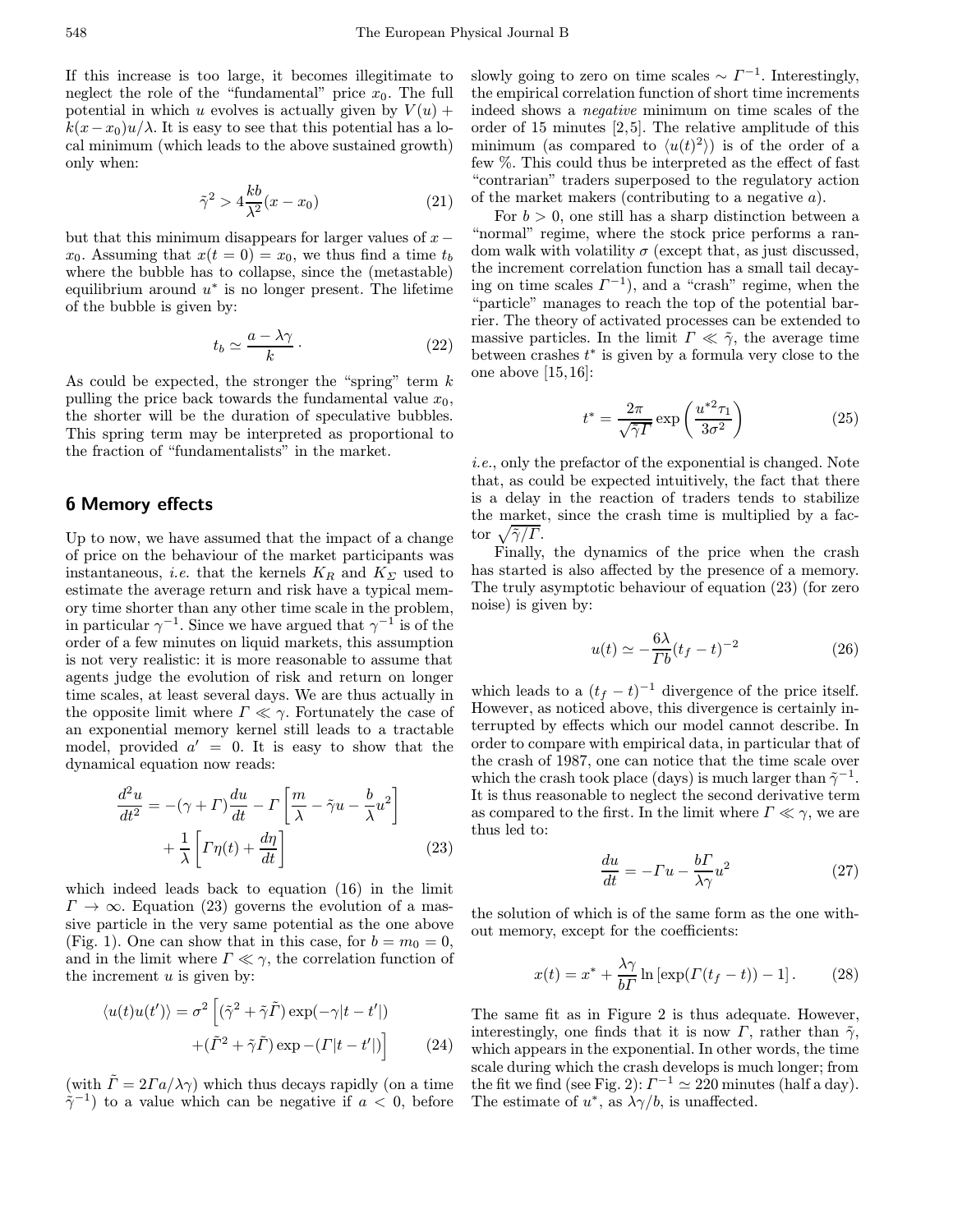If this increase is too large, it becomes illegitimate to neglect the role of the "fundamental" price $x_0$. The full potential in which $u$ evolves is actually given by $V(u) + k(x-x_0)u/\lambda$. It is easy to see that this potential has a local minimum (which leads to the above sustained growth) only when:

$$\tilde{\gamma}^2 > 4\frac{kb}{\lambda^2}(x-x_0) \tag{21}$$

but that this minimum disappears for larger values of $x - x_0$. Assuming that $x(t=0) = x_0$, we thus find a time $t_b$ where the bubble has to collapse, since the (metastable) equilibrium around $u^*$ is no longer present. The lifetime of the bubble is given by:

$$t_b \simeq \frac{a-\lambda\gamma}{k}\,. \tag{22}$$

As could be expected, the stronger the "spring" term $k$ pulling the price back towards the fundamental value $x_0$, the shorter will be the duration of speculative bubbles. This spring term may be interpreted as proportional to the fraction of "fundamentalists" in the market.

## 6 Memory effects

Up to now, we have assumed that the impact of a change of price on the behaviour of the market participants was instantaneous, *i.e.* that the kernels $K_R$ and $K_\Sigma$ used to estimate the average return and risk have a typical memory time shorter than any other time scale in the problem, in particular $\gamma^{-1}$. Since we have argued that $\gamma^{-1}$ is of the order of a few minutes on liquid markets, this assumption is not very realistic: it is more reasonable to assume that agents judge the evolution of risk and return on longer time scales, at least several days. We are thus actually in the opposite limit where $\Gamma \ll \gamma$. Fortunately the case of an exponential memory kernel still leads to a tractable model, provided $a' = 0$. It is easy to show that the dynamical equation now reads:

$$\frac{d^2u}{dt^2} = -(\gamma+\Gamma)\frac{du}{dt} - \Gamma\left[\frac{m}{\lambda} - \tilde{\gamma}u - \frac{b}{\lambda}u^2\right] + \frac{1}{\lambda}\left[\Gamma\eta(t) + \frac{d\eta}{dt}\right] \tag{23}$$

which indeed leads back to equation (16) in the limit $\Gamma \to \infty$. Equation (23) governs the evolution of a massive particle in the very same potential as the one above (Fig. 1). One can show that in this case, for $b = m_0 = 0$, and in the limit where $\Gamma \ll \gamma$, the correlation function of the increment $u$ is given by:

$$\langle u(t)u(t')\rangle = \sigma^2\left[(\tilde{\gamma}^2 + \tilde{\gamma}\tilde{\Gamma})\exp(-\gamma|t-t'|) + (\tilde{\Gamma}^2 + \tilde{\gamma}\tilde{\Gamma})\exp -(\Gamma|t-t'|)\right] \tag{24}$$

(with $\tilde{\Gamma} = 2\Gamma a/\lambda\gamma$) which thus decays rapidly (on a time $\tilde{\gamma}^{-1}$) to a value which can be negative if $a < 0$, before slowly going to zero on time scales $\sim \Gamma^{-1}$. Interestingly, the empirical correlation function of short time increments indeed shows a *negative* minimum on time scales of the order of 15 minutes [2,5]. The relative amplitude of this minimum (as compared to $\langle u(t)^2\rangle$) is of the order of a few %. This could thus be interpreted as the effect of fast "contrarian" traders superposed to the regulatory action of the market makers (contributing to a negative $a$).

For $b > 0$, one still has a sharp distinction between a "normal" regime, where the stock price performs a random walk with volatility $\sigma$ (except that, as just discussed, the increment correlation function has a small tail decaying on time scales $\Gamma^{-1}$), and a "crash" regime, when the "particle" manages to reach the top of the potential barrier. The theory of activated processes can be extended to massive particles. In the limit $\Gamma \ll \tilde{\gamma}$, the average time between crashes $t^*$ is given by a formula very close to the one above [15,16]:

$$t^* = \frac{2\pi}{\sqrt{\tilde{\gamma}\Gamma}}\exp\left(\frac{u^{*2}\tau_1}{3\sigma^2}\right) \tag{25}$$

*i.e.*, only the prefactor of the exponential is changed. Note that, as could be expected intuitively, the fact that there is a delay in the reaction of traders tends to stabilize the market, since the crash time is multiplied by a factor $\sqrt{\tilde{\gamma}/\Gamma}$.

Finally, the dynamics of the price when the crash has started is also affected by the presence of a memory. The truly asymptotic behaviour of equation (23) (for zero noise) is given by:

$$u(t) \simeq -\frac{6\lambda}{\Gamma b}(t_f - t)^{-2} \tag{26}$$

which leads to a $(t_f - t)^{-1}$ divergence of the price itself. However, as noticed above, this divergence is certainly interrupted by effects which our model cannot describe. In order to compare with empirical data, in particular that of the crash of 1987, one can notice that the time scale over which the crash took place (days) is much larger than $\tilde{\gamma}^{-1}$. It is thus reasonable to neglect the second derivative term as compared to the first. In the limit where $\Gamma \ll \gamma$, we are thus led to:

$$\frac{du}{dt} = -\Gamma u - \frac{b\Gamma}{\lambda\gamma}u^2 \tag{27}$$

the solution of which is of the same form as the one without memory, except for the coefficients:

$$x(t) = x^* + \frac{\lambda\gamma}{b\Gamma}\ln\left[\exp(\Gamma(t_f - t)) - 1\right]. \tag{28}$$

The same fit as in Figure 2 is thus adequate. However, interestingly, one finds that it is now $\Gamma$, rather than $\tilde{\gamma}$, which appears in the exponential. In other words, the time scale during which the crash develops is much longer; from the fit we find (see Fig. 2): $\Gamma^{-1} \simeq 220$ minutes (half a day). The estimate of $u^*$, as $\lambda\gamma/b$, is unaffected.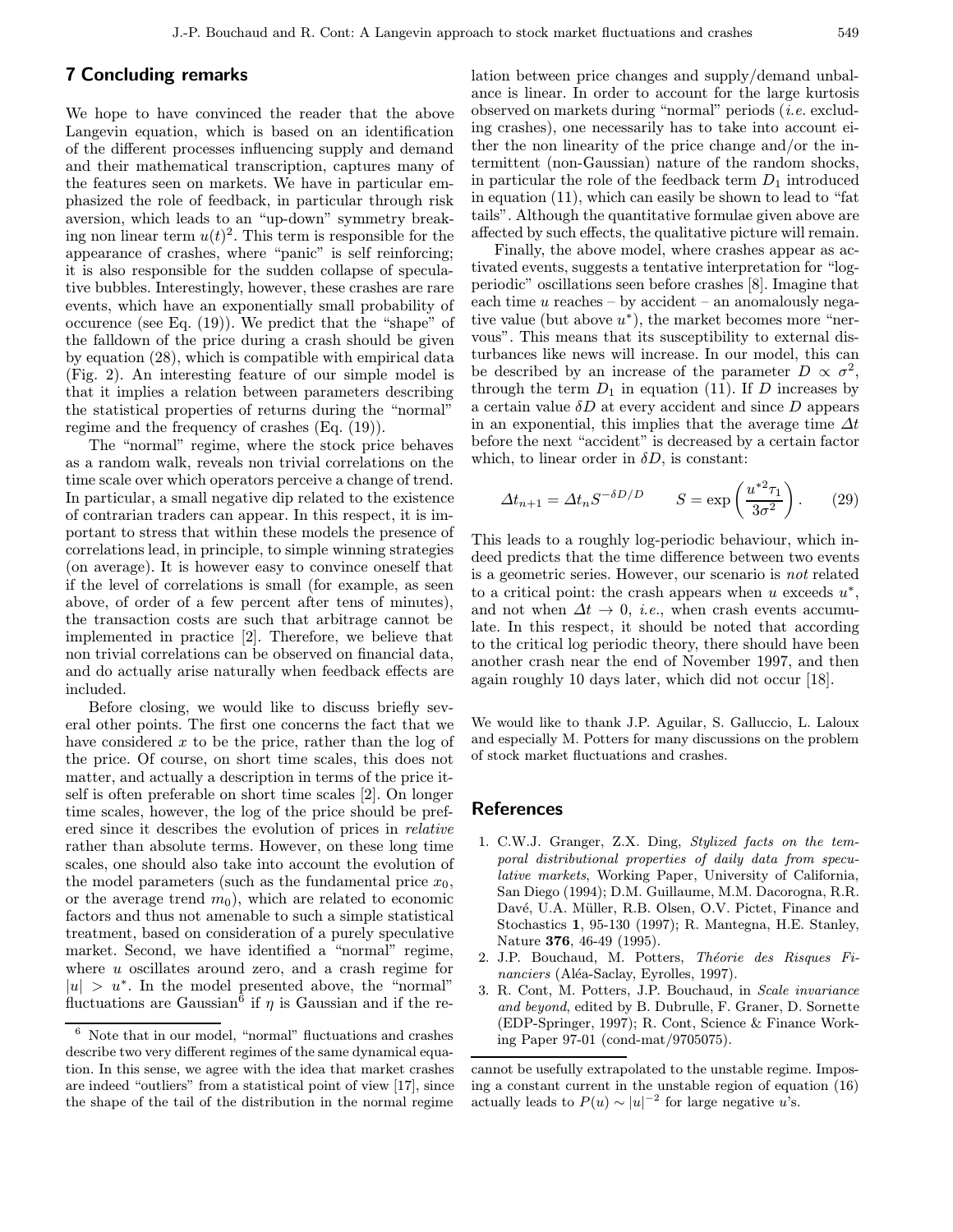## 7 Concluding remarks

We hope to have convinced the reader that the above Langevin equation, which is based on an identification of the different processes influencing supply and demand and their mathematical transcription, captures many of the features seen on markets. We have in particular emphasized the role of feedback, in particular through risk aversion, which leads to an "up-down" symmetry breaking non linear term $u(t)^2$. This term is responsible for the appearance of crashes, where "panic" is self reinforcing; it is also responsible for the sudden collapse of speculative bubbles. Interestingly, however, these crashes are rare events, which have an exponentially small probability of occurence (see Eq. (19)). We predict that the "shape" of the falldown of the price during a crash should be given by equation (28), which is compatible with empirical data (Fig. 2). An interesting feature of our simple model is that it implies a relation between parameters describing the statistical properties of returns during the "normal" regime and the frequency of crashes (Eq. (19)).

The "normal" regime, where the stock price behaves as a random walk, reveals non trivial correlations on the time scale over which operators perceive a change of trend. In particular, a small negative dip related to the existence of contrarian traders can appear. In this respect, it is important to stress that within these models the presence of correlations lead, in principle, to simple winning strategies (on average). It is however easy to convince oneself that if the level of correlations is small (for example, as seen above, of order of a few percent after tens of minutes), the transaction costs are such that arbitrage cannot be implemented in practice [2]. Therefore, we believe that non trivial correlations can be observed on financial data, and do actually arise naturally when feedback effects are included.

Before closing, we would like to discuss briefly several other points. The first one concerns the fact that we have considered $x$ to be the price, rather than the log of the price. Of course, on short time scales, this does not matter, and actually a description in terms of the price itself is often preferable on short time scales [2]. On longer time scales, however, the log of the price should be prefered since it describes the evolution of prices in *relative* rather than absolute terms. However, on these long time scales, one should also take into account the evolution of the model parameters (such as the fundamental price $x_0$, or the average trend $m_0$), which are related to economic factors and thus not amenable to such a simple statistical treatment, based on consideration of a purely speculative market. Second, we have identified a "normal" regime, where $u$ oscillates around zero, and a crash regime for $|u| > u^*$. In the model presented above, the "normal" fluctuations are Gaussian[6] if $\eta$ is Gaussian and if the relation between price changes and supply/demand unbalance is linear. In order to account for the large kurtosis observed on markets during "normal" periods (*i.e.* excluding crashes), one necessarily has to take into account either the non linearity of the price change and/or the intermittent (non-Gaussian) nature of the random shocks, in particular the role of the feedback term $D_1$ introduced in equation (11), which can easily be shown to lead to "fat tails". Although the quantitative formulae given above are affected by such effects, the qualitative picture will remain.

Finally, the above model, where crashes appear as activated events, suggests a tentative interpretation for "log-periodic" oscillations seen before crashes [8]. Imagine that each time $u$ reaches – by accident – an anomalously negative value (but above $u^*$), the market becomes more "nervous". This means that its susceptibility to external disturbances like news will increase. In our model, this can be described by an increase of the parameter $D \propto \sigma^2$, through the term $D_1$ in equation (11). If $D$ increases by a certain value $\delta D$ at every accident and since $D$ appears in an exponential, this implies that the average time $\Delta t$ before the next "accident" is decreased by a certain factor which, to linear order in $\delta D$, is constant:

$$\Delta t_{n+1} = \Delta t_n S^{-\delta D/D} \qquad S = \exp\left(\frac{u^{*2}\tau_1}{3\sigma^2}\right). \tag{29}$$

This leads to a roughly log-periodic behaviour, which indeed predicts that the time difference between two events is a geometric series. However, our scenario is *not* related to a critical point: the crash appears when $u$ exceeds $u^*$, and not when $\Delta t \to 0$, *i.e.*, when crash events accumulate. In this respect, it should be noted that according to the critical log periodic theory, there should have been another crash near the end of November 1997, and then again roughly 10 days later, which did not occur [18].

We would like to thank J.P. Aguilar, S. Galluccio, L. Laloux and especially M. Potters for many discussions on the problem of stock market fluctuations and crashes.

[6] Note that in our model, "normal" fluctuations and crashes describe two very different regimes of the same dynamical equation. In this sense, we agree with the idea that market crashes are indeed "outliers" from a statistical point of view [17], since the shape of the tail of the distribution in the normal regime cannot be usefully extrapolated to the unstable regime. Imposing a constant current in the unstable region of equation (16) actually leads to $P(u) \sim |u|^{-2}$ for large negative $u$'s.

## References

1. C.W.J. Granger, Z.X. Ding, *Stylized facts on the temporal distributional properties of daily data from speculative markets*, Working Paper, University of California, San Diego (1994); D.M. Guillaume, M.M. Dacorogna, R.R. Davé, U.A. Müller, R.B. Olsen, O.V. Pictet, Finance and Stochastics **1**, 95-130 (1997); R. Mantegna, H.E. Stanley, Nature **376**, 46-49 (1995).
2. J.P. Bouchaud, M. Potters, *Théorie des Risques Financiers* (Aléa-Saclay, Eyrolles, 1997).
3. R. Cont, M. Potters, J.P. Bouchaud, in *Scale invariance and beyond*, edited by B. Dubrulle, F. Graner, D. Sornette (EDP-Springer, 1997); R. Cont, Science & Finance Working Paper 97-01 (cond-mat/9705075).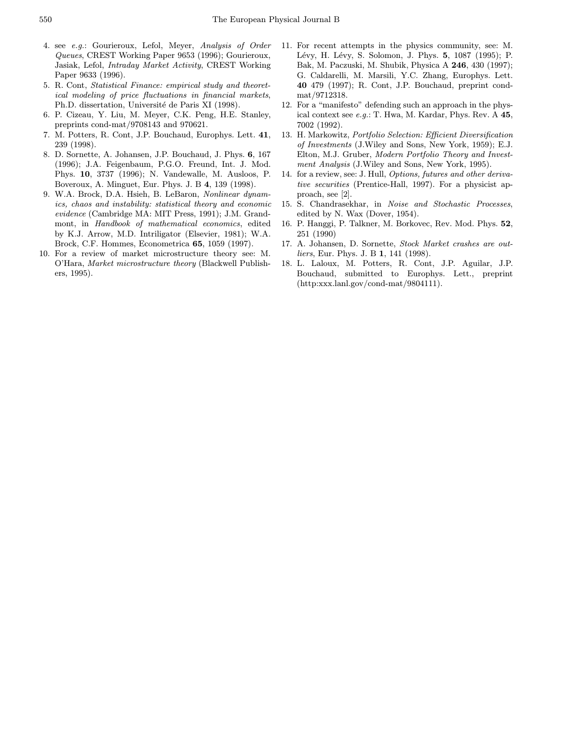4. see *e.g.*: Gourieroux, Lefol, Meyer, *Analysis of Order Queues*, CREST Working Paper 9653 (1996); Gourieroux, Jasiak, Lefol, *Intraday Market Activity*, CREST Working Paper 9633 (1996).
5. R. Cont, *Statistical Finance: empirical study and theoretical modeling of price fluctuations in financial markets*, Ph.D. dissertation, Université de Paris XI (1998).
6. P. Cizeau, Y. Liu, M. Meyer, C.K. Peng, H.E. Stanley, preprints cond-mat/9708143 and 970621.
7. M. Potters, R. Cont, J.P. Bouchaud, Europhys. Lett. **41**, 239 (1998).
8. D. Sornette, A. Johansen, J.P. Bouchaud, J. Phys. **6**, 167 (1996); J.A. Feigenbaum, P.G.O. Freund, Int. J. Mod. Phys. **10**, 3737 (1996); N. Vandewalle, M. Ausloos, P. Boveroux, A. Minguet, Eur. Phys. J. B **4**, 139 (1998).
9. W.A. Brock, D.A. Hsieh, B. LeBaron, *Nonlinear dynamics, chaos and instability: statistical theory and economic evidence* (Cambridge MA: MIT Press, 1991); J.M. Grandmont, in *Handbook of mathematical economics*, edited by K.J. Arrow, M.D. Intriligator (Elsevier, 1981); W.A. Brock, C.F. Hommes, Econometrica **65**, 1059 (1997).
10. For a review of market microstructure theory see: M. O'Hara, *Market microstructure theory* (Blackwell Publishers, 1995).
11. For recent attempts in the physics community, see: M. Lévy, H. Lévy, S. Solomon, J. Phys. **5**, 1087 (1995); P. Bak, M. Paczuski, M. Shubik, Physica A **246**, 430 (1997); G. Caldarelli, M. Marsili, Y.C. Zhang, Europhys. Lett. **40** 479 (1997); R. Cont, J.P. Bouchaud, preprint cond-mat/9712318.
12. For a "manifesto" defending such an approach in the physical context see *e.g.*: T. Hwa, M. Kardar, Phys. Rev. A **45**, 7002 (1992).
13. H. Markowitz, *Portfolio Selection: Efficient Diversification of Investments* (J.Wiley and Sons, New York, 1959); E.J. Elton, M.J. Gruber, *Modern Portfolio Theory and Investment Analysis* (J.Wiley and Sons, New York, 1995).
14. for a review, see: J. Hull, *Options, futures and other derivative securities* (Prentice-Hall, 1997). For a physicist approach, see [2].
15. S. Chandrasekhar, in *Noise and Stochastic Processes*, edited by N. Wax (Dover, 1954).
16. P. Hanggi, P. Talkner, M. Borkovec, Rev. Mod. Phys. **52**, 251 (1990)
17. A. Johansen, D. Sornette, *Stock Market crashes are outliers*, Eur. Phys. J. B **1**, 141 (1998).
18. L. Laloux, M. Potters, R. Cont, J.P. Aguilar, J.P. Bouchaud, submitted to Europhys. Lett., preprint (http:xxx.lanl.gov/cond-mat/9804111).